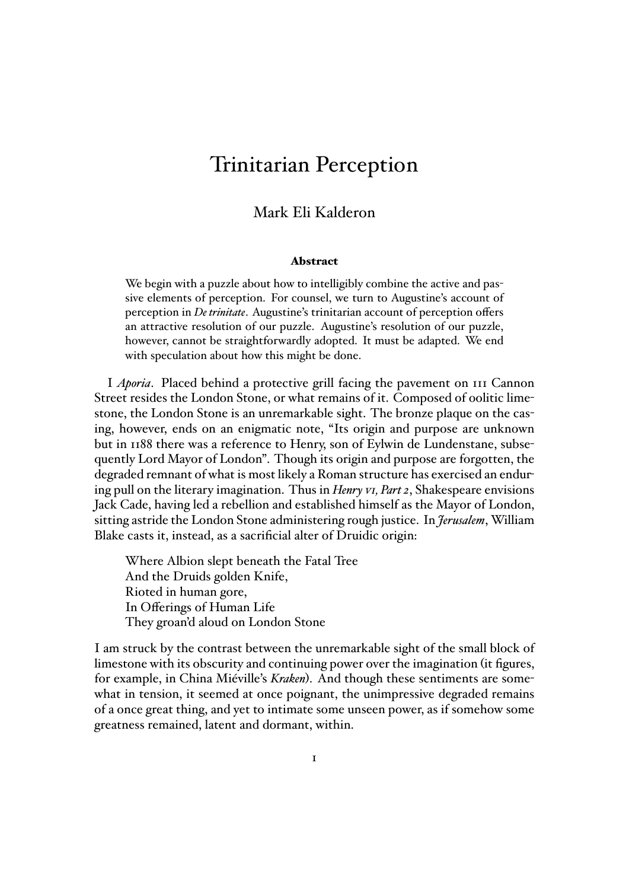# Trinitarian Perception

Mark Eli Kalderon

**Abstract**

We begin with a puzzle about how to intelligibly combine the active and passive elements of perception. For counsel, we turn to Augustine's account of perception in *De trinitate*. Augustine's trinitarian account of perception offers an attractive resolution of our puzzle. Augustine's resolution of our puzzle, however, cannot be straightforwardly adopted. It must be adapted. We end with speculation about how this might be done.

I *Aporia*. Placed behind a protective grill facing the pavement on 111 Cannon Street resides the London Stone, or what remains of it. Composed of oolitic limestone, the London Stone is an unremarkable sight. The bronze plaque on the casing, however, ends on an enigmatic note, "Its origin and purpose are unknown but in 1188 there was a reference to Henry, son of Eylwin de Lundenstane, subsequently Lord Mayor of London". Though its origin and purpose are forgotten, the degraded remnant of what is most likely a Roman structure has exercised an enduring pull on the literary imagination. Thus in *Henry VI, Part 2*, Shakespeare envisions Jack Cade, having led a rebellion and established himself as the Mayor of London, sitting astride the London Stone administering rough justice. In *Jerusalem*, William Blake casts it, instead, as a sacrificial alter of Druidic origin:

> Where Albion slept beneath the Fatal Tree
> And the Druids golden Knife,
> Rioted in human gore,
> In Offerings of Human Life
> They groan'd aloud on London Stone

I am struck by the contrast between the unremarkable sight of the small block of limestone with its obscurity and continuing power over the imagination (it figures, for example, in China Miéville's *Kraken*). And though these sentiments are somewhat in tension, it seemed at once poignant, the unimpressive degraded remains of a once great thing, and yet to intimate some unseen power, as if somehow some greatness remained, latent and dormant, within.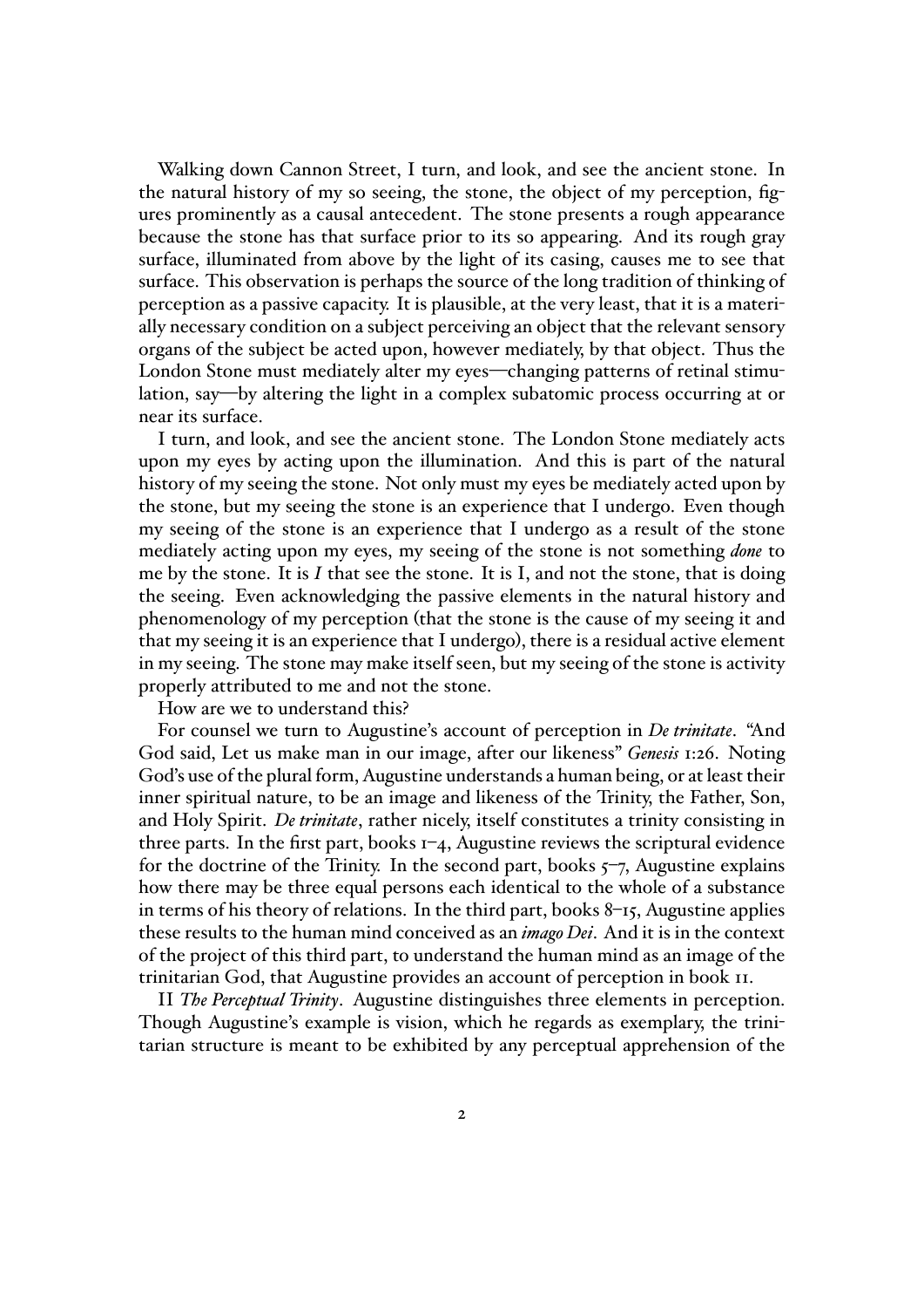Walking down Cannon Street, I turn, and look, and see the ancient stone. In the natural history of my so seeing, the stone, the object of my perception, figures prominently as a causal antecedent. The stone presents a rough appearance because the stone has that surface prior to its so appearing. And its rough gray surface, illuminated from above by the light of its casing, causes me to see that surface. This observation is perhaps the source of the long tradition of thinking of perception as a passive capacity. It is plausible, at the very least, that it is a materially necessary condition on a subject perceiving an object that the relevant sensory organs of the subject be acted upon, however mediately, by that object. Thus the London Stone must mediately alter my eyes—changing patterns of retinal stimulation, say—by altering the light in a complex subatomic process occurring at or near its surface.

I turn, and look, and see the ancient stone. The London Stone mediately acts upon my eyes by acting upon the illumination. And this is part of the natural history of my seeing the stone. Not only must my eyes be mediately acted upon by the stone, but my seeing the stone is an experience that I undergo. Even though my seeing of the stone is an experience that I undergo as a result of the stone mediately acting upon my eyes, my seeing of the stone is not something *done* to me by the stone. It is *I* that see the stone. It is I, and not the stone, that is doing the seeing. Even acknowledging the passive elements in the natural history and phenomenology of my perception (that the stone is the cause of my seeing it and that my seeing it is an experience that I undergo), there is a residual active element in my seeing. The stone may make itself seen, but my seeing of the stone is activity properly attributed to me and not the stone.

How are we to understand this?

For counsel we turn to Augustine's account of perception in *De trinitate*. "And God said, Let us make man in our image, after our likeness" *Genesis* 1:26. Noting God's use of the plural form, Augustine understands a human being, or at least their inner spiritual nature, to be an image and likeness of the Trinity, the Father, Son, and Holy Spirit. *De trinitate*, rather nicely, itself constitutes a trinity consisting in three parts. In the first part, books 1–4, Augustine reviews the scriptural evidence for the doctrine of the Trinity. In the second part, books 5–7, Augustine explains how there may be three equal persons each identical to the whole of a substance in terms of his theory of relations. In the third part, books 8–15, Augustine applies these results to the human mind conceived as an *imago Dei*. And it is in the context of the project of this third part, to understand the human mind as an image of the trinitarian God, that Augustine provides an account of perception in book 11.

II *The Perceptual Trinity*. Augustine distinguishes three elements in perception. Though Augustine's example is vision, which he regards as exemplary, the trinitarian structure is meant to be exhibited by any perceptual apprehension of the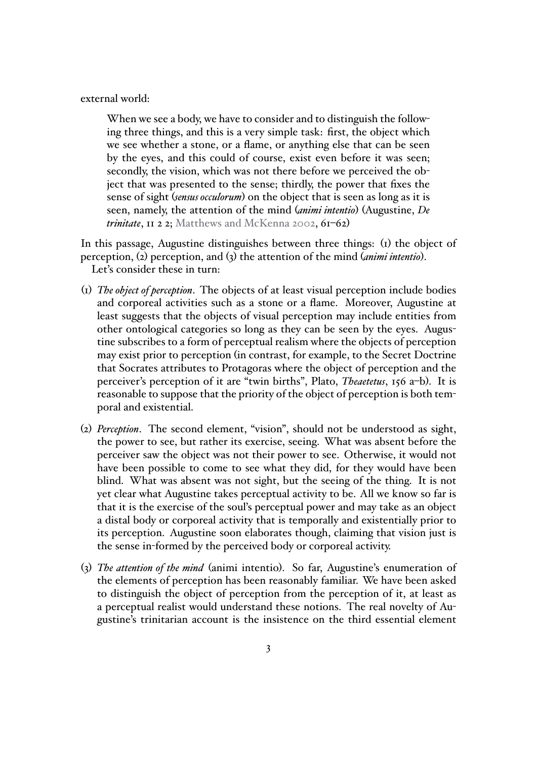external world:

> When we see a body, we have to consider and to distinguish the following three things, and this is a very simple task: first, the object which we see whether a stone, or a flame, or anything else that can be seen by the eyes, and this could of course, exist even before it was seen; secondly, the vision, which was not there before we perceived the object that was presented to the sense; thirdly, the power that fixes the sense of sight (*sensus occulorum*) on the object that is seen as long as it is seen, namely, the attention of the mind (*animi intentio*) (Augustine, *De trinitate*, 11 2 2; Matthews and McKenna 2002, 61–62)

In this passage, Augustine distinguishes between three things: (1) the object of perception, (2) perception, and (3) the attention of the mind (*animi intentio*).

Let's consider these in turn:

(1) *The object of perception*. The objects of at least visual perception include bodies and corporeal activities such as a stone or a flame. Moreover, Augustine at least suggests that the objects of visual perception may include entities from other ontological categories so long as they can be seen by the eyes. Augustine subscribes to a form of perceptual realism where the objects of perception may exist prior to perception (in contrast, for example, to the Secret Doctrine that Socrates attributes to Protagoras where the object of perception and the perceiver's perception of it are "twin births", Plato, *Theaetetus*, 156 a–b). It is reasonable to suppose that the priority of the object of perception is both temporal and existential.

(2) *Perception*. The second element, "vision", should not be understood as sight, the power to see, but rather its exercise, seeing. What was absent before the perceiver saw the object was not their power to see. Otherwise, it would not have been possible to come to see what they did, for they would have been blind. What was absent was not sight, but the seeing of the thing. It is not yet clear what Augustine takes perceptual activity to be. All we know so far is that it is the exercise of the soul's perceptual power and may take as an object a distal body or corporeal activity that is temporally and existentially prior to its perception. Augustine soon elaborates though, claiming that vision just is the sense in-formed by the perceived body or corporeal activity.

(3) *The attention of the mind* (animi intentio). So far, Augustine's enumeration of the elements of perception has been reasonably familiar. We have been asked to distinguish the object of perception from the perception of it, at least as a perceptual realist would understand these notions. The real novelty of Augustine's trinitarian account is the insistence on the third essential element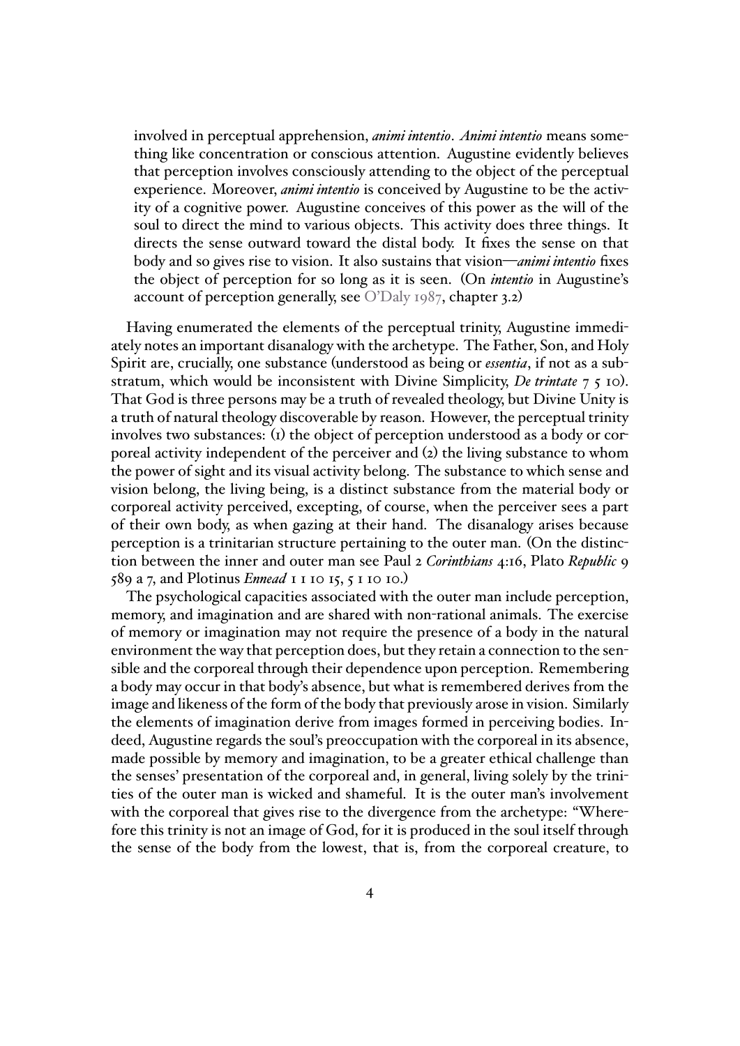involved in perceptual apprehension, ***animi intentio***. ***Animi intentio*** means something like concentration or conscious attention. Augustine evidently believes that perception involves consciously attending to the object of the perceptual experience. Moreover, ***animi intentio*** is conceived by Augustine to be the activity of a cognitive power. Augustine conceives of this power as the will of the soul to direct the mind to various objects. This activity does three things. It directs the sense outward toward the distal body. It fixes the sense on that body and so gives rise to vision. It also sustains that vision—***animi intentio*** fixes the object of perception for so long as it is seen. (On ***intentio*** in Augustine's account of perception generally, see O'Daly 1987, chapter 3.2)

Having enumerated the elements of the perceptual trinity, Augustine immediately notes an important disanalogy with the archetype. The Father, Son, and Holy Spirit are, crucially, one substance (understood as being or *essentia*, if not as a substratum, which would be inconsistent with Divine Simplicity, *De trintate* 7 5 10). That God is three persons may be a truth of revealed theology, but Divine Unity is a truth of natural theology discoverable by reason. However, the perceptual trinity involves two substances: (1) the object of perception understood as a body or corporeal activity independent of the perceiver and (2) the living substance to whom the power of sight and its visual activity belong. The substance to which sense and vision belong, the living being, is a distinct substance from the material body or corporeal activity perceived, excepting, of course, when the perceiver sees a part of their own body, as when gazing at their hand. The disanalogy arises because perception is a trinitarian structure pertaining to the outer man. (On the distinction between the inner and outer man see Paul 2 *Corinthians* 4:16, Plato *Republic* 9 589 a 7, and Plotinus *Ennead* 1 1 10 15, 5 1 10 10.)

The psychological capacities associated with the outer man include perception, memory, and imagination and are shared with non-rational animals. The exercise of memory or imagination may not require the presence of a body in the natural environment the way that perception does, but they retain a connection to the sensible and the corporeal through their dependence upon perception. Remembering a body may occur in that body's absence, but what is remembered derives from the image and likeness of the form of the body that previously arose in vision. Similarly the elements of imagination derive from images formed in perceiving bodies. Indeed, Augustine regards the soul's preoccupation with the corporeal in its absence, made possible by memory and imagination, to be a greater ethical challenge than the senses' presentation of the corporeal and, in general, living solely by the trinities of the outer man is wicked and shameful. It is the outer man's involvement with the corporeal that gives rise to the divergence from the archetype: "Wherefore this trinity is not an image of God, for it is produced in the soul itself through the sense of the body from the lowest, that is, from the corporeal creature, to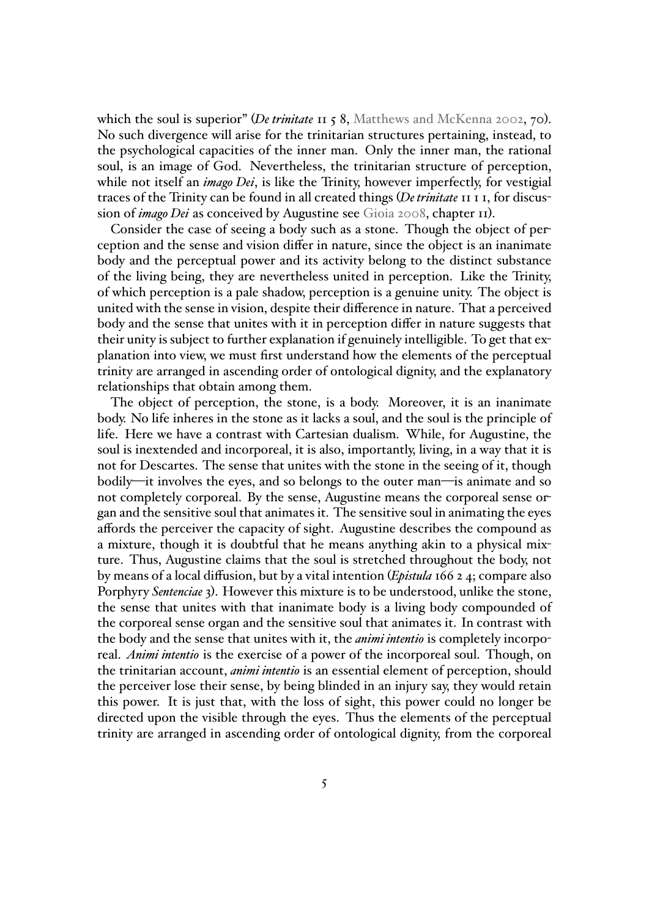which the soul is superior" (*De trinitate* 11 5 8, Matthews and McKenna 2002, 70). No such divergence will arise for the trinitarian structures pertaining, instead, to the psychological capacities of the inner man. Only the inner man, the rational soul, is an image of God. Nevertheless, the trinitarian structure of perception, while not itself an *imago Dei*, is like the Trinity, however imperfectly, for vestigial traces of the Trinity can be found in all created things (*De trinitate* 11 1 1, for discussion of *imago Dei* as conceived by Augustine see Gioia 2008, chapter 11).

Consider the case of seeing a body such as a stone. Though the object of perception and the sense and vision differ in nature, since the object is an inanimate body and the perceptual power and its activity belong to the distinct substance of the living being, they are nevertheless united in perception. Like the Trinity, of which perception is a pale shadow, perception is a genuine unity. The object is united with the sense in vision, despite their difference in nature. That a perceived body and the sense that unites with it in perception differ in nature suggests that their unity is subject to further explanation if genuinely intelligible. To get that explanation into view, we must first understand how the elements of the perceptual trinity are arranged in ascending order of ontological dignity, and the explanatory relationships that obtain among them.

The object of perception, the stone, is a body. Moreover, it is an inanimate body. No life inheres in the stone as it lacks a soul, and the soul is the principle of life. Here we have a contrast with Cartesian dualism. While, for Augustine, the soul is inextended and incorporeal, it is also, importantly, living, in a way that it is not for Descartes. The sense that unites with the stone in the seeing of it, though bodily—it involves the eyes, and so belongs to the outer man—is animate and so not completely corporeal. By the sense, Augustine means the corporeal sense organ and the sensitive soul that animates it. The sensitive soul in animating the eyes affords the perceiver the capacity of sight. Augustine describes the compound as a mixture, though it is doubtful that he means anything akin to a physical mixture. Thus, Augustine claims that the soul is stretched throughout the body, not by means of a local diffusion, but by a vital intention (*Epistula* 166 2 4; compare also Porphyry *Sentenciae* 3). However this mixture is to be understood, unlike the stone, the sense that unites with that inanimate body is a living body compounded of the corporeal sense organ and the sensitive soul that animates it. In contrast with the body and the sense that unites with it, the *animi intentio* is completely incorporeal. *Animi intentio* is the exercise of a power of the incorporeal soul. Though, on the trinitarian account, *animi intentio* is an essential element of perception, should the perceiver lose their sense, by being blinded in an injury say, they would retain this power. It is just that, with the loss of sight, this power could no longer be directed upon the visible through the eyes. Thus the elements of the perceptual trinity are arranged in ascending order of ontological dignity, from the corporeal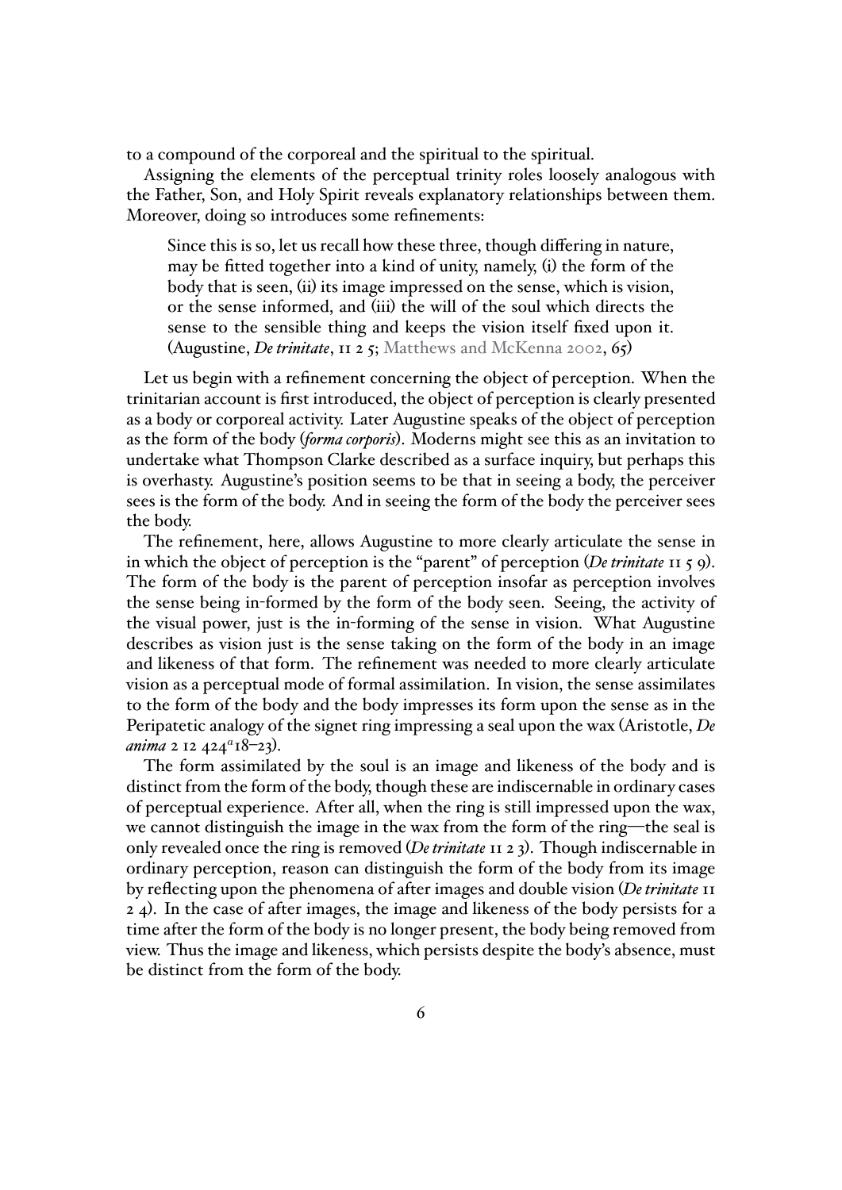to a compound of the corporeal and the spiritual to the spiritual.

Assigning the elements of the perceptual trinity roles loosely analogous with the Father, Son, and Holy Spirit reveals explanatory relationships between them. Moreover, doing so introduces some refinements:

> Since this is so, let us recall how these three, though differing in nature, may be fitted together into a kind of unity, namely, (i) the form of the body that is seen, (ii) its image impressed on the sense, which is vision, or the sense informed, and (iii) the will of the soul which directs the sense to the sensible thing and keeps the vision itself fixed upon it. (Augustine, *De trinitate*, 11 2 5; Matthews and McKenna 2002, 65)

Let us begin with a refinement concerning the object of perception. When the trinitarian account is first introduced, the object of perception is clearly presented as a body or corporeal activity. Later Augustine speaks of the object of perception as the form of the body (*forma corporis*). Moderns might see this as an invitation to undertake what Thompson Clarke described as a surface inquiry, but perhaps this is overhasty. Augustine's position seems to be that in seeing a body, the perceiver sees is the form of the body. And in seeing the form of the body the perceiver sees the body.

The refinement, here, allows Augustine to more clearly articulate the sense in in which the object of perception is the "parent" of perception (*De trinitate* 11 5 9). The form of the body is the parent of perception insofar as perception involves the sense being in-formed by the form of the body seen. Seeing, the activity of the visual power, just is the in-forming of the sense in vision. What Augustine describes as vision just is the sense taking on the form of the body in an image and likeness of that form. The refinement was needed to more clearly articulate vision as a perceptual mode of formal assimilation. In vision, the sense assimilates to the form of the body and the body impresses its form upon the sense as in the Peripatetic analogy of the signet ring impressing a seal upon the wax (Aristotle, *De anima* 2 12 $424^a18$–23).

The form assimilated by the soul is an image and likeness of the body and is distinct from the form of the body, though these are indiscernable in ordinary cases of perceptual experience. After all, when the ring is still impressed upon the wax, we cannot distinguish the image in the wax from the form of the ring—the seal is only revealed once the ring is removed (*De trinitate* 11 2 3). Though indiscernable in ordinary perception, reason can distinguish the form of the body from its image by reflecting upon the phenomena of after images and double vision (*De trinitate* 11 2 4). In the case of after images, the image and likeness of the body persists for a time after the form of the body is no longer present, the body being removed from view. Thus the image and likeness, which persists despite the body's absence, must be distinct from the form of the body.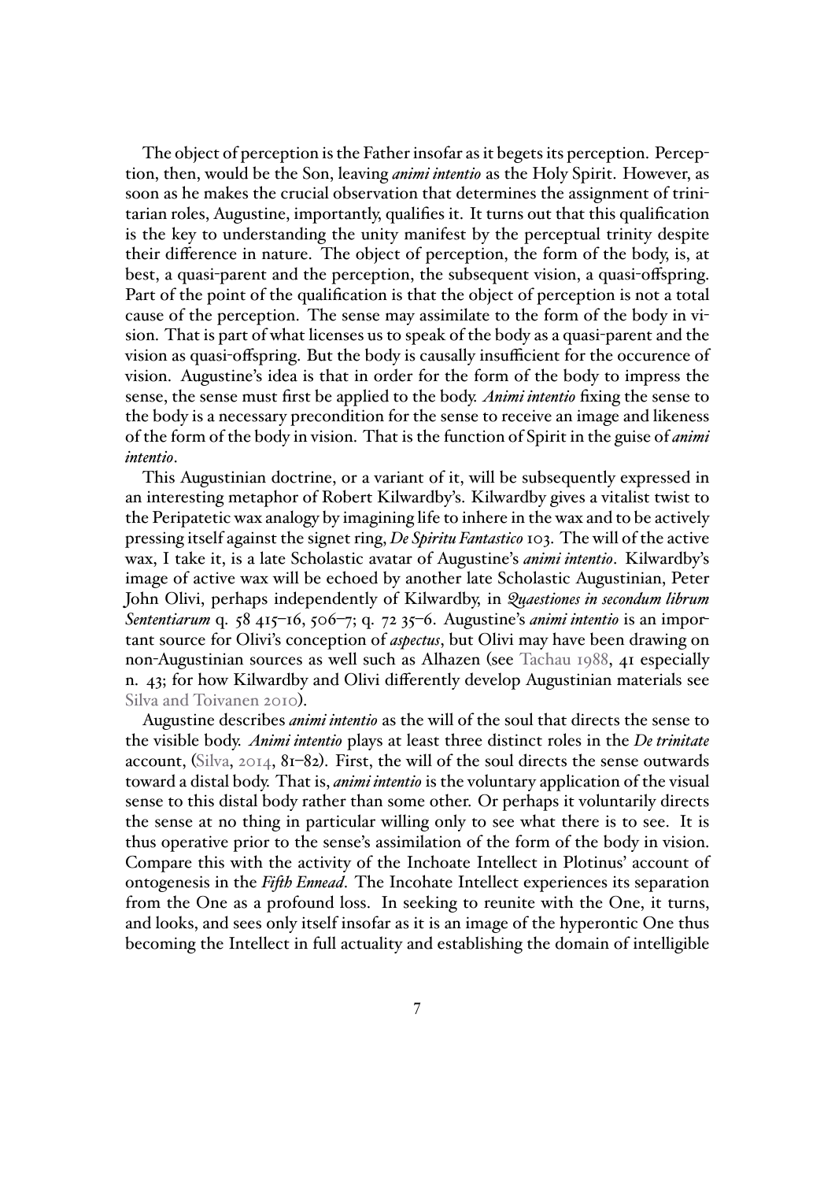The object of perception is the Father insofar as it begets its perception. Perception, then, would be the Son, leaving *animi intentio* as the Holy Spirit. However, as soon as he makes the crucial observation that determines the assignment of trinitarian roles, Augustine, importantly, qualifies it. It turns out that this qualification is the key to understanding the unity manifest by the perceptual trinity despite their difference in nature. The object of perception, the form of the body, is, at best, a quasi-parent and the perception, the subsequent vision, a quasi-offspring. Part of the point of the qualification is that the object of perception is not a total cause of the perception. The sense may assimilate to the form of the body in vision. That is part of what licenses us to speak of the body as a quasi-parent and the vision as quasi-offspring. But the body is causally insufficient for the occurence of vision. Augustine's idea is that in order for the form of the body to impress the sense, the sense must first be applied to the body. *Animi intentio* fixing the sense to the body is a necessary precondition for the sense to receive an image and likeness of the form of the body in vision. That is the function of Spirit in the guise of *animi intentio*.

This Augustinian doctrine, or a variant of it, will be subsequently expressed in an interesting metaphor of Robert Kilwardby's. Kilwardby gives a vitalist twist to the Peripatetic wax analogy by imagining life to inhere in the wax and to be actively pressing itself against the signet ring, *De Spiritu Fantastico* 103. The will of the active wax, I take it, is a late Scholastic avatar of Augustine's *animi intentio*. Kilwardby's image of active wax will be echoed by another late Scholastic Augustinian, Peter John Olivi, perhaps independently of Kilwardby, in *Quaestiones in secondum librum Sententiarum* q. 58 415–16, 506–7; q. 72 35–6. Augustine's *animi intentio* is an important source for Olivi's conception of *aspectus*, but Olivi may have been drawing on non-Augustinian sources as well such as Alhazen (see Tachau 1988, 41 especially n. 43; for how Kilwardby and Olivi differently develop Augustinian materials see Silva and Toivanen 2010).

Augustine describes *animi intentio* as the will of the soul that directs the sense to the visible body. *Animi intentio* plays at least three distinct roles in the *De trinitate* account, (Silva, 2014, 81–82). First, the will of the soul directs the sense outwards toward a distal body. That is, *animi intentio* is the voluntary application of the visual sense to this distal body rather than some other. Or perhaps it voluntarily directs the sense at no thing in particular willing only to see what there is to see. It is thus operative prior to the sense's assimilation of the form of the body in vision. Compare this with the activity of the Inchoate Intellect in Plotinus' account of ontogenesis in the *Fifth Ennead*. The Incohate Intellect experiences its separation from the One as a profound loss. In seeking to reunite with the One, it turns, and looks, and sees only itself insofar as it is an image of the hyperontic One thus becoming the Intellect in full actuality and establishing the domain of intelligible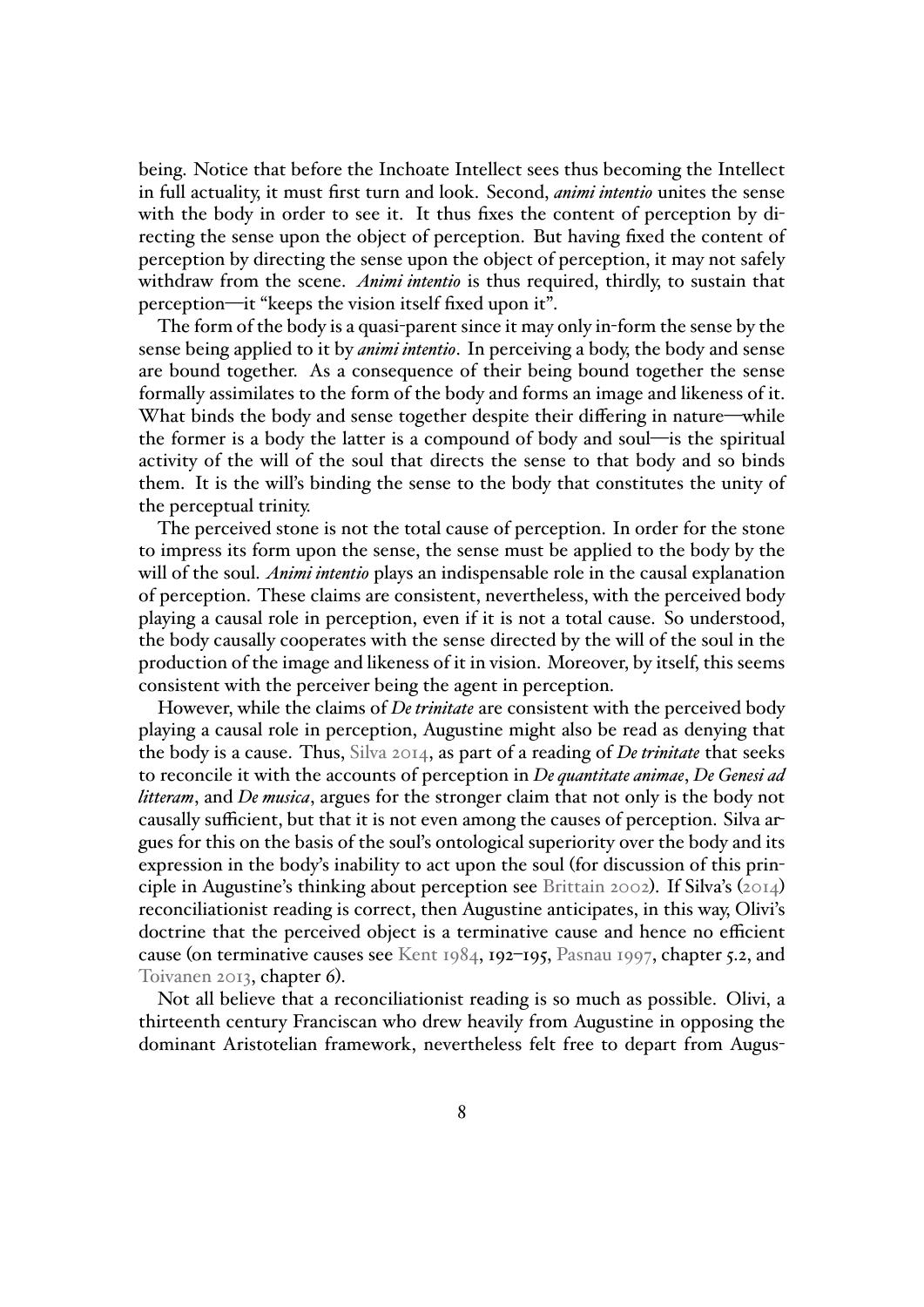being. Notice that before the Inchoate Intellect sees thus becoming the Intellect in full actuality, it must first turn and look. Second, *animi intentio* unites the sense with the body in order to see it. It thus fixes the content of perception by directing the sense upon the object of perception. But having fixed the content of perception by directing the sense upon the object of perception, it may not safely withdraw from the scene. *Animi intentio* is thus required, thirdly, to sustain that perception—it "keeps the vision itself fixed upon it".

The form of the body is a quasi-parent since it may only in-form the sense by the sense being applied to it by *animi intentio*. In perceiving a body, the body and sense are bound together. As a consequence of their being bound together the sense formally assimilates to the form of the body and forms an image and likeness of it. What binds the body and sense together despite their differing in nature—while the former is a body the latter is a compound of body and soul—is the spiritual activity of the will of the soul that directs the sense to that body and so binds them. It is the will's binding the sense to the body that constitutes the unity of the perceptual trinity.

The perceived stone is not the total cause of perception. In order for the stone to impress its form upon the sense, the sense must be applied to the body by the will of the soul. *Animi intentio* plays an indispensable role in the causal explanation of perception. These claims are consistent, nevertheless, with the perceived body playing a causal role in perception, even if it is not a total cause. So understood, the body causally cooperates with the sense directed by the will of the soul in the production of the image and likeness of it in vision. Moreover, by itself, this seems consistent with the perceiver being the agent in perception.

However, while the claims of *De trinitate* are consistent with the perceived body playing a causal role in perception, Augustine might also be read as denying that the body is a cause. Thus, Silva 2014, as part of a reading of *De trinitate* that seeks to reconcile it with the accounts of perception in *De quantitate animae*, *De Genesi ad litteram*, and *De musica*, argues for the stronger claim that not only is the body not causally sufficient, but that it is not even among the causes of perception. Silva argues for this on the basis of the soul's ontological superiority over the body and its expression in the body's inability to act upon the soul (for discussion of this principle in Augustine's thinking about perception see Brittain 2002). If Silva's (2014) reconciliationist reading is correct, then Augustine anticipates, in this way, Olivi's doctrine that the perceived object is a terminative cause and hence no efficient cause (on terminative causes see Kent 1984, 192–195, Pasnau 1997, chapter 5.2, and Toivanen 2013, chapter 6).

Not all believe that a reconciliationist reading is so much as possible. Olivi, a thirteenth century Franciscan who drew heavily from Augustine in opposing the dominant Aristotelian framework, nevertheless felt free to depart from Augus-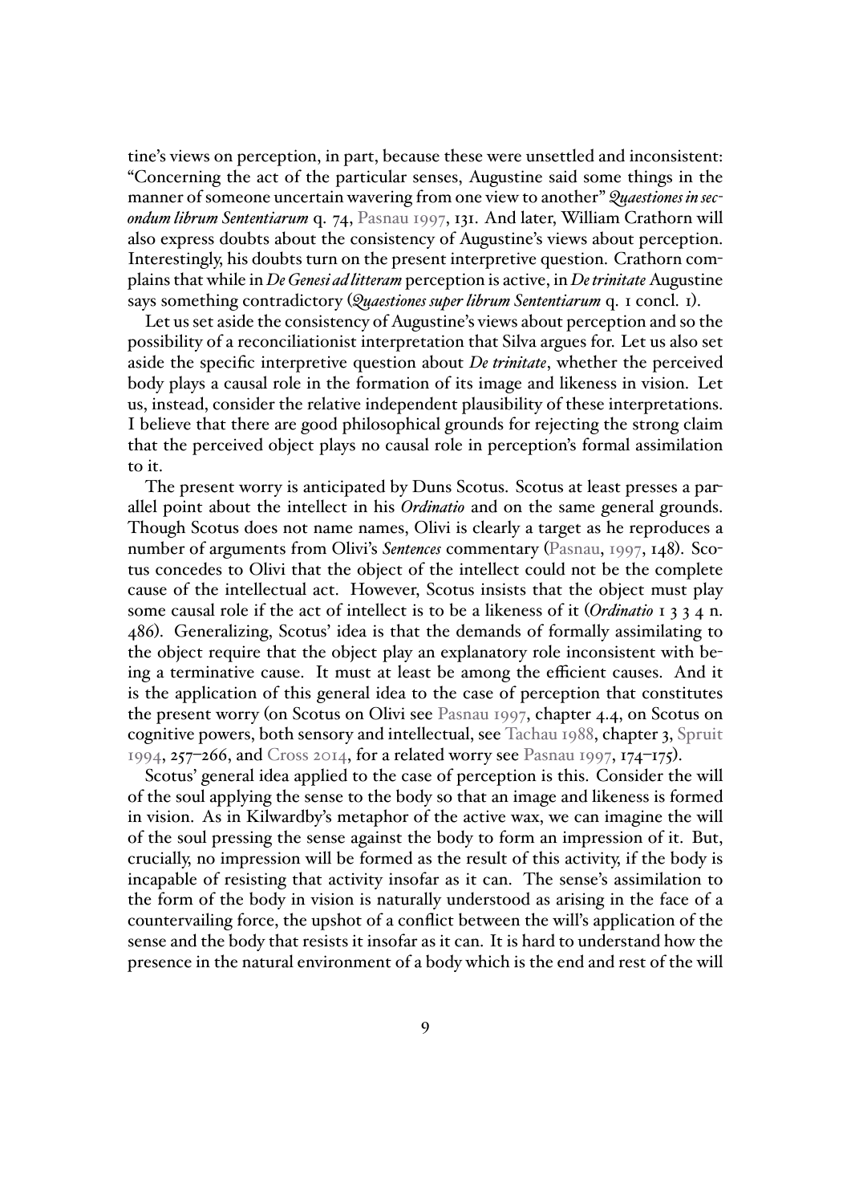tine's views on perception, in part, because these were unsettled and inconsistent: "Concerning the act of the particular senses, Augustine said some things in the manner of someone uncertain wavering from one view to another" *Quaestiones in secondum librum Sententiarum* q. 74, Pasnau 1997, 131. And later, William Crathorn will also express doubts about the consistency of Augustine's views about perception. Interestingly, his doubts turn on the present interpretive question. Crathorn complains that while in *De Genesi ad litteram* perception is active, in *De trinitate* Augustine says something contradictory (*Quaestiones super librum Sententiarum* q. 1 concl. 1).

Let us set aside the consistency of Augustine's views about perception and so the possibility of a reconciliationist interpretation that Silva argues for. Let us also set aside the specific interpretive question about *De trinitate*, whether the perceived body plays a causal role in the formation of its image and likeness in vision. Let us, instead, consider the relative independent plausibility of these interpretations. I believe that there are good philosophical grounds for rejecting the strong claim that the perceived object plays no causal role in perception's formal assimilation to it.

The present worry is anticipated by Duns Scotus. Scotus at least presses a parallel point about the intellect in his *Ordinatio* and on the same general grounds. Though Scotus does not name names, Olivi is clearly a target as he reproduces a number of arguments from Olivi's *Sentences* commentary (Pasnau, 1997, 148). Scotus concedes to Olivi that the object of the intellect could not be the complete cause of the intellectual act. However, Scotus insists that the object must play some causal role if the act of intellect is to be a likeness of it (*Ordinatio* 1 3 3 4 n. 486). Generalizing, Scotus' idea is that the demands of formally assimilating to the object require that the object play an explanatory role inconsistent with being a terminative cause. It must at least be among the efficient causes. And it is the application of this general idea to the case of perception that constitutes the present worry (on Scotus on Olivi see Pasnau 1997, chapter 4.4, on Scotus on cognitive powers, both sensory and intellectual, see Tachau 1988, chapter 3, Spruit 1994, 257–266, and Cross 2014, for a related worry see Pasnau 1997, 174–175).

Scotus' general idea applied to the case of perception is this. Consider the will of the soul applying the sense to the body so that an image and likeness is formed in vision. As in Kilwardby's metaphor of the active wax, we can imagine the will of the soul pressing the sense against the body to form an impression of it. But, crucially, no impression will be formed as the result of this activity, if the body is incapable of resisting that activity insofar as it can. The sense's assimilation to the form of the body in vision is naturally understood as arising in the face of a countervailing force, the upshot of a conflict between the will's application of the sense and the body that resists it insofar as it can. It is hard to understand how the presence in the natural environment of a body which is the end and rest of the will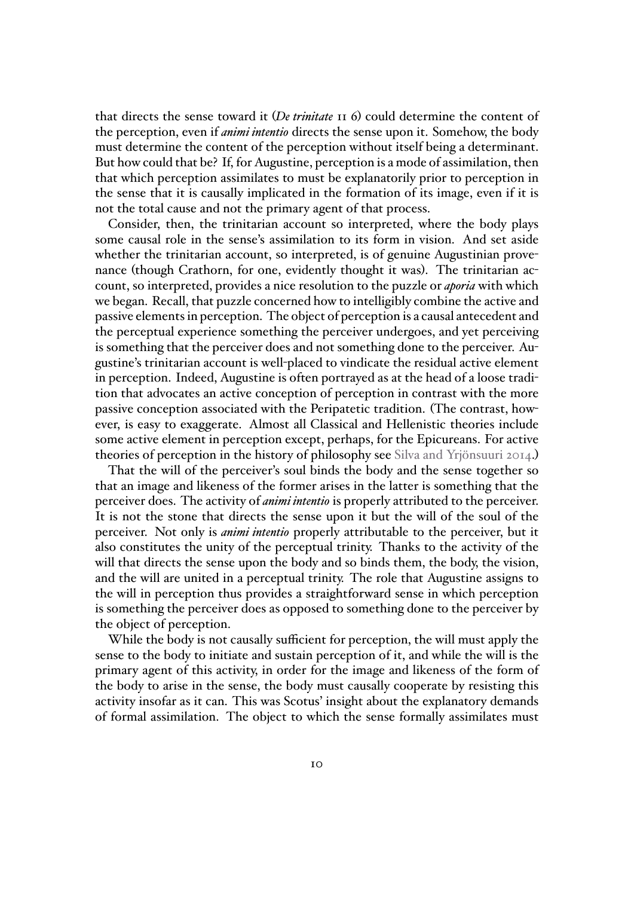that directs the sense toward it (*De trinitate* 11 6) could determine the content of the perception, even if *animi intentio* directs the sense upon it. Somehow, the body must determine the content of the perception without itself being a determinant. But how could that be? If, for Augustine, perception is a mode of assimilation, then that which perception assimilates to must be explanatorily prior to perception in the sense that it is causally implicated in the formation of its image, even if it is not the total cause and not the primary agent of that process.

Consider, then, the trinitarian account so interpreted, where the body plays some causal role in the sense's assimilation to its form in vision. And set aside whether the trinitarian account, so interpreted, is of genuine Augustinian provenance (though Crathorn, for one, evidently thought it was). The trinitarian account, so interpreted, provides a nice resolution to the puzzle or *aporia* with which we began. Recall, that puzzle concerned how to intelligibly combine the active and passive elements in perception. The object of perception is a causal antecedent and the perceptual experience something the perceiver undergoes, and yet perceiving is something that the perceiver does and not something done to the perceiver. Augustine's trinitarian account is well-placed to vindicate the residual active element in perception. Indeed, Augustine is often portrayed as at the head of a loose tradition that advocates an active conception of perception in contrast with the more passive conception associated with the Peripatetic tradition. (The contrast, however, is easy to exaggerate. Almost all Classical and Hellenistic theories include some active element in perception except, perhaps, for the Epicureans. For active theories of perception in the history of philosophy see Silva and Yrjönsuuri 2014.)

That the will of the perceiver's soul binds the body and the sense together so that an image and likeness of the former arises in the latter is something that the perceiver does. The activity of *animi intentio* is properly attributed to the perceiver. It is not the stone that directs the sense upon it but the will of the soul of the perceiver. Not only is *animi intentio* properly attributable to the perceiver, but it also constitutes the unity of the perceptual trinity. Thanks to the activity of the will that directs the sense upon the body and so binds them, the body, the vision, and the will are united in a perceptual trinity. The role that Augustine assigns to the will in perception thus provides a straightforward sense in which perception is something the perceiver does as opposed to something done to the perceiver by the object of perception.

While the body is not causally sufficient for perception, the will must apply the sense to the body to initiate and sustain perception of it, and while the will is the primary agent of this activity, in order for the image and likeness of the form of the body to arise in the sense, the body must causally cooperate by resisting this activity insofar as it can. This was Scotus' insight about the explanatory demands of formal assimilation. The object to which the sense formally assimilates must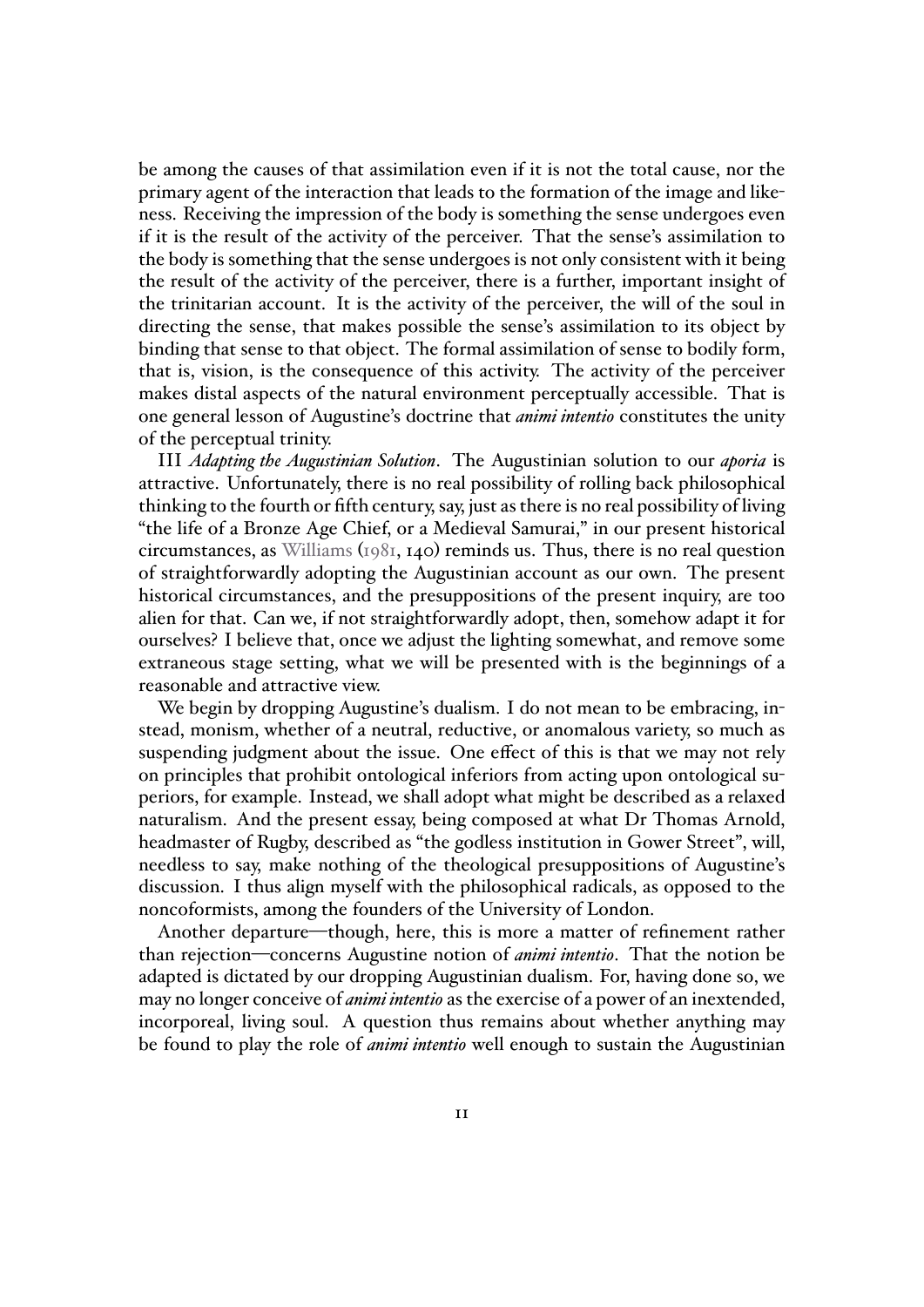be among the causes of that assimilation even if it is not the total cause, nor the primary agent of the interaction that leads to the formation of the image and likeness. Receiving the impression of the body is something the sense undergoes even if it is the result of the activity of the perceiver. That the sense's assimilation to the body is something that the sense undergoes is not only consistent with it being the result of the activity of the perceiver, there is a further, important insight of the trinitarian account. It is the activity of the perceiver, the will of the soul in directing the sense, that makes possible the sense's assimilation to its object by binding that sense to that object. The formal assimilation of sense to bodily form, that is, vision, is the consequence of this activity. The activity of the perceiver makes distal aspects of the natural environment perceptually accessible. That is one general lesson of Augustine's doctrine that *animi intentio* constitutes the unity of the perceptual trinity.

III *Adapting the Augustinian Solution*. The Augustinian solution to our *aporia* is attractive. Unfortunately, there is no real possibility of rolling back philosophical thinking to the fourth or fifth century, say, just as there is no real possibility of living "the life of a Bronze Age Chief, or a Medieval Samurai," in our present historical circumstances, as Williams (1981, 140) reminds us. Thus, there is no real question of straightforwardly adopting the Augustinian account as our own. The present historical circumstances, and the presuppositions of the present inquiry, are too alien for that. Can we, if not straightforwardly adopt, then, somehow adapt it for ourselves? I believe that, once we adjust the lighting somewhat, and remove some extraneous stage setting, what we will be presented with is the beginnings of a reasonable and attractive view.

We begin by dropping Augustine's dualism. I do not mean to be embracing, instead, monism, whether of a neutral, reductive, or anomalous variety, so much as suspending judgment about the issue. One effect of this is that we may not rely on principles that prohibit ontological inferiors from acting upon ontological superiors, for example. Instead, we shall adopt what might be described as a relaxed naturalism. And the present essay, being composed at what Dr Thomas Arnold, headmaster of Rugby, described as "the godless institution in Gower Street", will, needless to say, make nothing of the theological presuppositions of Augustine's discussion. I thus align myself with the philosophical radicals, as opposed to the noncoformists, among the founders of the University of London.

Another departure—though, here, this is more a matter of refinement rather than rejection—concerns Augustine notion of *animi intentio*. That the notion be adapted is dictated by our dropping Augustinian dualism. For, having done so, we may no longer conceive of *animi intentio* as the exercise of a power of an inextended, incorporeal, living soul. A question thus remains about whether anything may be found to play the role of *animi intentio* well enough to sustain the Augustinian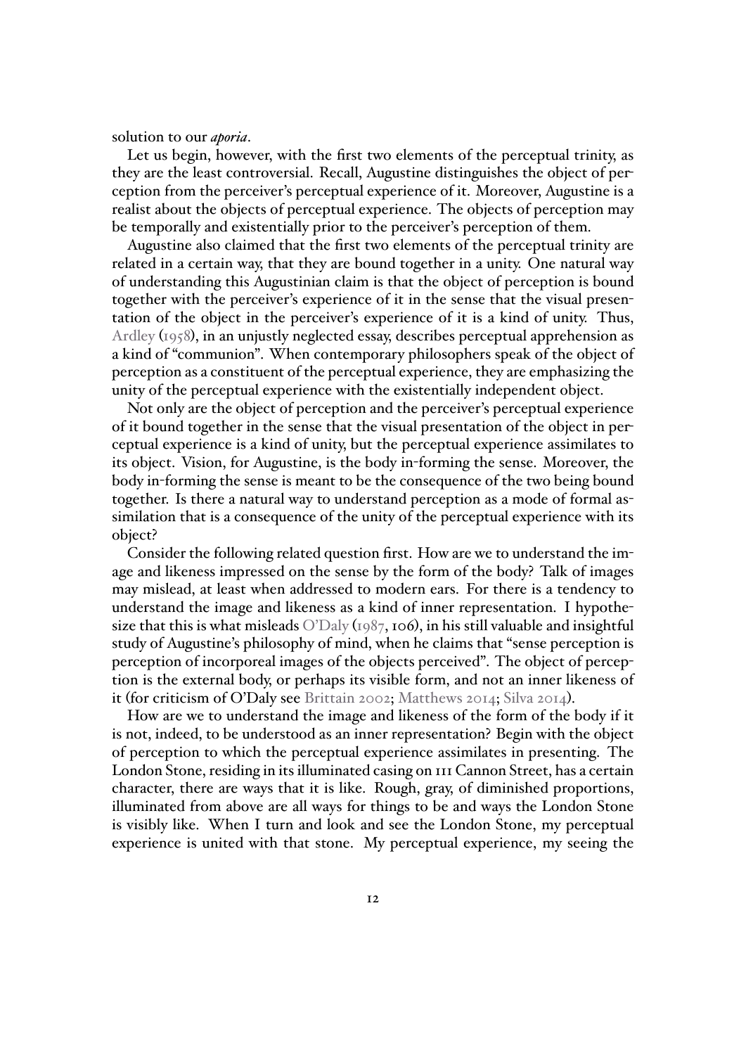solution to our *aporia*.

Let us begin, however, with the first two elements of the perceptual trinity, as they are the least controversial. Recall, Augustine distinguishes the object of perception from the perceiver's perceptual experience of it. Moreover, Augustine is a realist about the objects of perceptual experience. The objects of perception may be temporally and existentially prior to the perceiver's perception of them.

Augustine also claimed that the first two elements of the perceptual trinity are related in a certain way, that they are bound together in a unity. One natural way of understanding this Augustinian claim is that the object of perception is bound together with the perceiver's experience of it in the sense that the visual presentation of the object in the perceiver's experience of it is a kind of unity. Thus, Ardley (1958), in an unjustly neglected essay, describes perceptual apprehension as a kind of "communion". When contemporary philosophers speak of the object of perception as a constituent of the perceptual experience, they are emphasizing the unity of the perceptual experience with the existentially independent object.

Not only are the object of perception and the perceiver's perceptual experience of it bound together in the sense that the visual presentation of the object in perceptual experience is a kind of unity, but the perceptual experience assimilates to its object. Vision, for Augustine, is the body in-forming the sense. Moreover, the body in-forming the sense is meant to be the consequence of the two being bound together. Is there a natural way to understand perception as a mode of formal assimilation that is a consequence of the unity of the perceptual experience with its object?

Consider the following related question first. How are we to understand the image and likeness impressed on the sense by the form of the body? Talk of images may mislead, at least when addressed to modern ears. For there is a tendency to understand the image and likeness as a kind of inner representation. I hypothesize that this is what misleads O'Daly (1987, 106), in his still valuable and insightful study of Augustine's philosophy of mind, when he claims that "sense perception is perception of incorporeal images of the objects perceived". The object of perception is the external body, or perhaps its visible form, and not an inner likeness of it (for criticism of O'Daly see Brittain 2002; Matthews 2014; Silva 2014).

How are we to understand the image and likeness of the form of the body if it is not, indeed, to be understood as an inner representation? Begin with the object of perception to which the perceptual experience assimilates in presenting. The London Stone, residing in its illuminated casing on 111 Cannon Street, has a certain character, there are ways that it is like. Rough, gray, of diminished proportions, illuminated from above are all ways for things to be and ways the London Stone is visibly like. When I turn and look and see the London Stone, my perceptual experience is united with that stone. My perceptual experience, my seeing the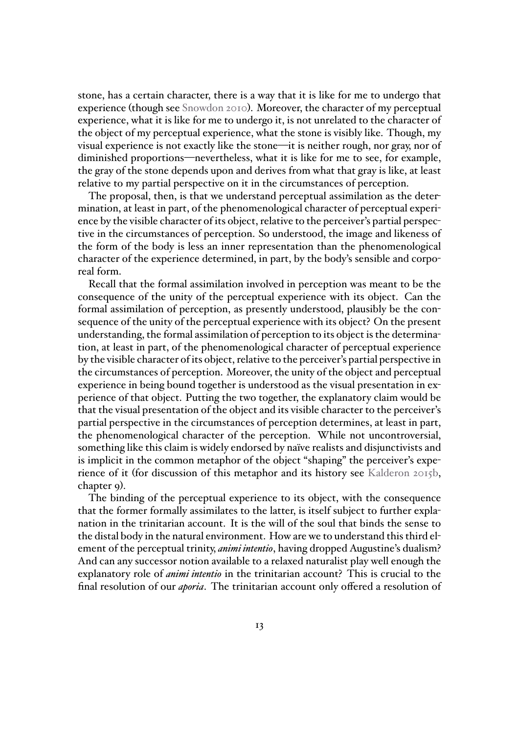stone, has a certain character, there is a way that it is like for me to undergo that experience (though see Snowdon 2010). Moreover, the character of my perceptual experience, what it is like for me to undergo it, is not unrelated to the character of the object of my perceptual experience, what the stone is visibly like. Though, my visual experience is not exactly like the stone—it is neither rough, nor gray, nor of diminished proportions—nevertheless, what it is like for me to see, for example, the gray of the stone depends upon and derives from what that gray is like, at least relative to my partial perspective on it in the circumstances of perception.

The proposal, then, is that we understand perceptual assimilation as the determination, at least in part, of the phenomenological character of perceptual experience by the visible character of its object, relative to the perceiver's partial perspective in the circumstances of perception. So understood, the image and likeness of the form of the body is less an inner representation than the phenomenological character of the experience determined, in part, by the body's sensible and corporeal form.

Recall that the formal assimilation involved in perception was meant to be the consequence of the unity of the perceptual experience with its object. Can the formal assimilation of perception, as presently understood, plausibly be the consequence of the unity of the perceptual experience with its object? On the present understanding, the formal assimilation of perception to its object is the determination, at least in part, of the phenomenological character of perceptual experience by the visible character of its object, relative to the perceiver's partial perspective in the circumstances of perception. Moreover, the unity of the object and perceptual experience in being bound together is understood as the visual presentation in experience of that object. Putting the two together, the explanatory claim would be that the visual presentation of the object and its visible character to the perceiver's partial perspective in the circumstances of perception determines, at least in part, the phenomenological character of the perception. While not uncontroversial, something like this claim is widely endorsed by naïve realists and disjunctivists and is implicit in the common metaphor of the object "shaping" the perceiver's experience of it (for discussion of this metaphor and its history see Kalderon 2015b, chapter 9).

The binding of the perceptual experience to its object, with the consequence that the former formally assimilates to the latter, is itself subject to further explanation in the trinitarian account. It is the will of the soul that binds the sense to the distal body in the natural environment. How are we to understand this third element of the perceptual trinity, *animi intentio*, having dropped Augustine's dualism? And can any successor notion available to a relaxed naturalist play well enough the explanatory role of *animi intentio* in the trinitarian account? This is crucial to the final resolution of our *aporia*. The trinitarian account only offered a resolution of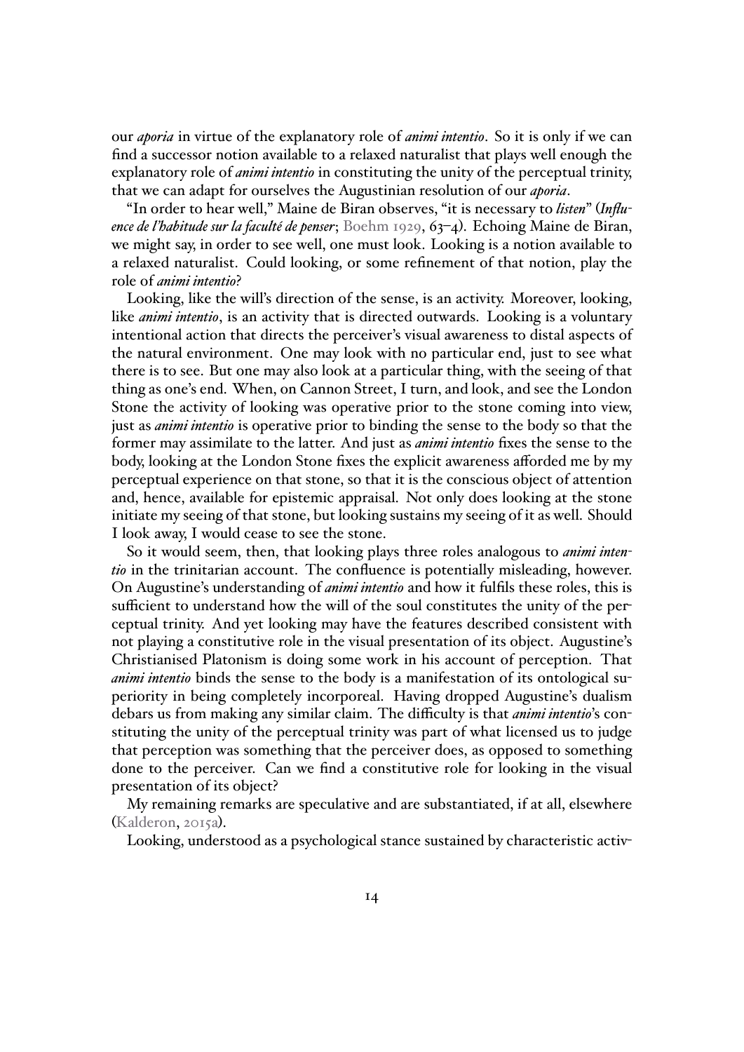our *aporia* in virtue of the explanatory role of *animi intentio*. So it is only if we can find a successor notion available to a relaxed naturalist that plays well enough the explanatory role of *animi intentio* in constituting the unity of the perceptual trinity, that we can adapt for ourselves the Augustinian resolution of our *aporia*.

"In order to hear well," Maine de Biran observes, "it is necessary to *listen*" (*Influence de l'habitude sur la faculté de penser*; Boehm 1929, 63–4). Echoing Maine de Biran, we might say, in order to see well, one must look. Looking is a notion available to a relaxed naturalist. Could looking, or some refinement of that notion, play the role of *animi intentio*?

Looking, like the will's direction of the sense, is an activity. Moreover, looking, like *animi intentio*, is an activity that is directed outwards. Looking is a voluntary intentional action that directs the perceiver's visual awareness to distal aspects of the natural environment. One may look with no particular end, just to see what there is to see. But one may also look at a particular thing, with the seeing of that thing as one's end. When, on Cannon Street, I turn, and look, and see the London Stone the activity of looking was operative prior to the stone coming into view, just as *animi intentio* is operative prior to binding the sense to the body so that the former may assimilate to the latter. And just as *animi intentio* fixes the sense to the body, looking at the London Stone fixes the explicit awareness afforded me by my perceptual experience on that stone, so that it is the conscious object of attention and, hence, available for epistemic appraisal. Not only does looking at the stone initiate my seeing of that stone, but looking sustains my seeing of it as well. Should I look away, I would cease to see the stone.

So it would seem, then, that looking plays three roles analogous to *animi intentio* in the trinitarian account. The confluence is potentially misleading, however. On Augustine's understanding of *animi intentio* and how it fulfils these roles, this is sufficient to understand how the will of the soul constitutes the unity of the perceptual trinity. And yet looking may have the features described consistent with not playing a constitutive role in the visual presentation of its object. Augustine's Christianised Platonism is doing some work in his account of perception. That *animi intentio* binds the sense to the body is a manifestation of its ontological superiority in being completely incorporeal. Having dropped Augustine's dualism debars us from making any similar claim. The difficulty is that *animi intentio*'s constituting the unity of the perceptual trinity was part of what licensed us to judge that perception was something that the perceiver does, as opposed to something done to the perceiver. Can we find a constitutive role for looking in the visual presentation of its object?

My remaining remarks are speculative and are substantiated, if at all, elsewhere (Kalderon, 2015a).

Looking, understood as a psychological stance sustained by characteristic activ-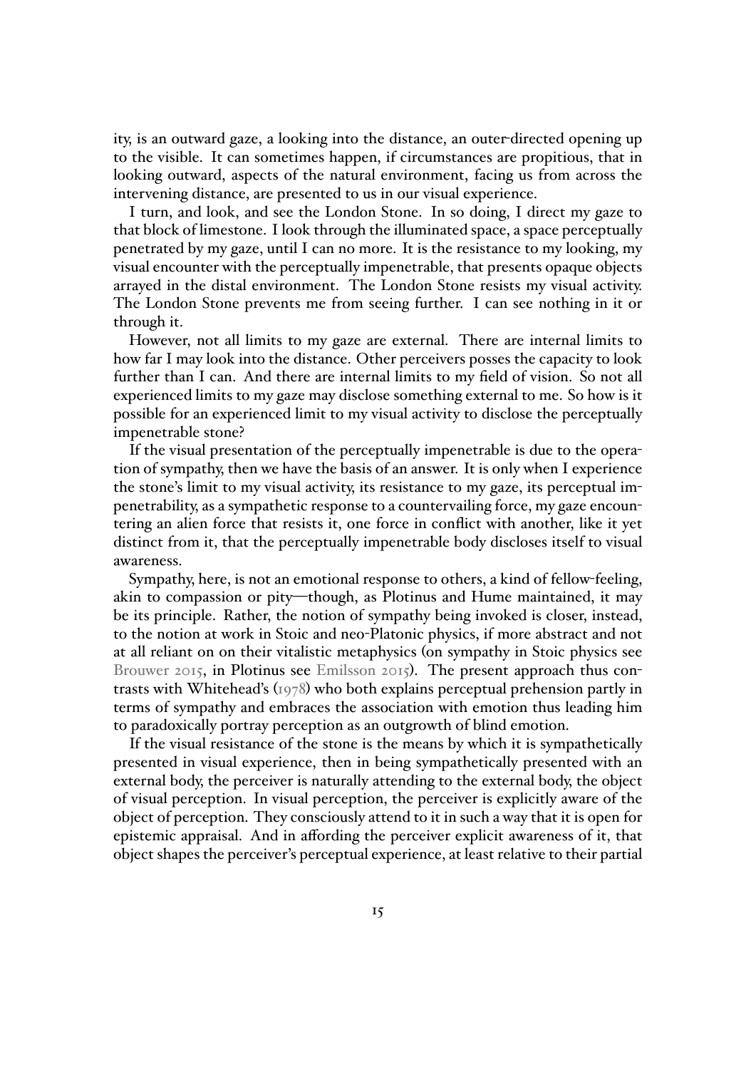ity, is an outward gaze, a looking into the distance, an outer-directed opening up to the visible. It can sometimes happen, if circumstances are propitious, that in looking outward, aspects of the natural environment, facing us from across the intervening distance, are presented to us in our visual experience.

I turn, and look, and see the London Stone. In so doing, I direct my gaze to that block of limestone. I look through the illuminated space, a space perceptually penetrated by my gaze, until I can no more. It is the resistance to my looking, my visual encounter with the perceptually impenetrable, that presents opaque objects arrayed in the distal environment. The London Stone resists my visual activity. The London Stone prevents me from seeing further. I can see nothing in it or through it.

However, not all limits to my gaze are external. There are internal limits to how far I may look into the distance. Other perceivers posses the capacity to look further than I can. And there are internal limits to my field of vision. So not all experienced limits to my gaze may disclose something external to me. So how is it possible for an experienced limit to my visual activity to disclose the perceptually impenetrable stone?

If the visual presentation of the perceptually impenetrable is due to the operation of sympathy, then we have the basis of an answer. It is only when I experience the stone's limit to my visual activity, its resistance to my gaze, its perceptual impenetrability, as a sympathetic response to a countervailing force, my gaze encountering an alien force that resists it, one force in conflict with another, like it yet distinct from it, that the perceptually impenetrable body discloses itself to visual awareness.

Sympathy, here, is not an emotional response to others, a kind of fellow-feeling, akin to compassion or pity—though, as Plotinus and Hume maintained, it may be its principle. Rather, the notion of sympathy being invoked is closer, instead, to the notion at work in Stoic and neo-Platonic physics, if more abstract and not at all reliant on on their vitalistic metaphysics (on sympathy in Stoic physics see Brouwer 2015, in Plotinus see Emilsson 2015). The present approach thus contrasts with Whitehead's (1978) who both explains perceptual prehension partly in terms of sympathy and embraces the association with emotion thus leading him to paradoxically portray perception as an outgrowth of blind emotion.

If the visual resistance of the stone is the means by which it is sympathetically presented in visual experience, then in being sympathetically presented with an external body, the perceiver is naturally attending to the external body, the object of visual perception. In visual perception, the perceiver is explicitly aware of the object of perception. They consciously attend to it in such a way that it is open for epistemic appraisal. And in affording the perceiver explicit awareness of it, that object shapes the perceiver's perceptual experience, at least relative to their partial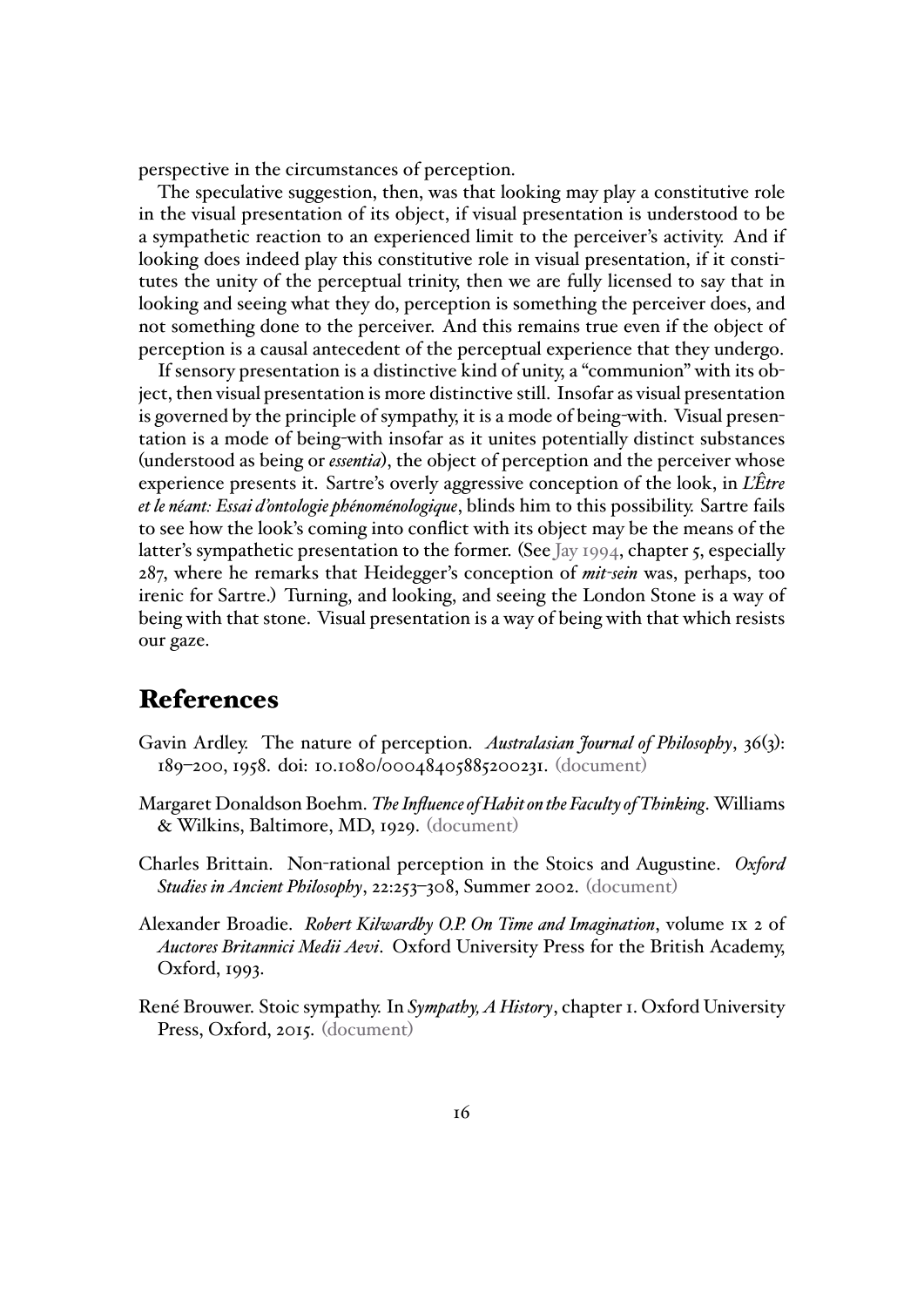perspective in the circumstances of perception.

The speculative suggestion, then, was that looking may play a constitutive role in the visual presentation of its object, if visual presentation is understood to be a sympathetic reaction to an experienced limit to the perceiver's activity. And if looking does indeed play this constitutive role in visual presentation, if it constitutes the unity of the perceptual trinity, then we are fully licensed to say that in looking and seeing what they do, perception is something the perceiver does, and not something done to the perceiver. And this remains true even if the object of perception is a causal antecedent of the perceptual experience that they undergo.

If sensory presentation is a distinctive kind of unity, a "communion" with its object, then visual presentation is more distinctive still. Insofar as visual presentation is governed by the principle of sympathy, it is a mode of being-with. Visual presentation is a mode of being-with insofar as it unites potentially distinct substances (understood as being or *essentia*), the object of perception and the perceiver whose experience presents it. Sartre's overly aggressive conception of the look, in *L'Être et le néant: Essai d'ontologie phénoménologique*, blinds him to this possibility. Sartre fails to see how the look's coming into conflict with its object may be the means of the latter's sympathetic presentation to the former. (See Jay 1994, chapter 5, especially 287, where he remarks that Heidegger's conception of *mit-sein* was, perhaps, too irenic for Sartre.) Turning, and looking, and seeing the London Stone is a way of being with that stone. Visual presentation is a way of being with that which resists our gaze.

## References

Gavin Ardley. The nature of perception. *Australasian Journal of Philosophy*, 36(3): 189–200, 1958. doi: 10.1080/00048405885200231. (document)

Margaret Donaldson Boehm. *The Influence of Habit on the Faculty of Thinking*. Williams & Wilkins, Baltimore, MD, 1929. (document)

Charles Brittain. Non-rational perception in the Stoics and Augustine. *Oxford Studies in Ancient Philosophy*, 22:253–308, Summer 2002. (document)

Alexander Broadie. *Robert Kilwardby O.P. On Time and Imagination*, volume IX 2 of *Auctores Britannici Medii Aevi*. Oxford University Press for the British Academy, Oxford, 1993.

René Brouwer. Stoic sympathy. In *Sympathy, A History*, chapter 1. Oxford University Press, Oxford, 2015. (document)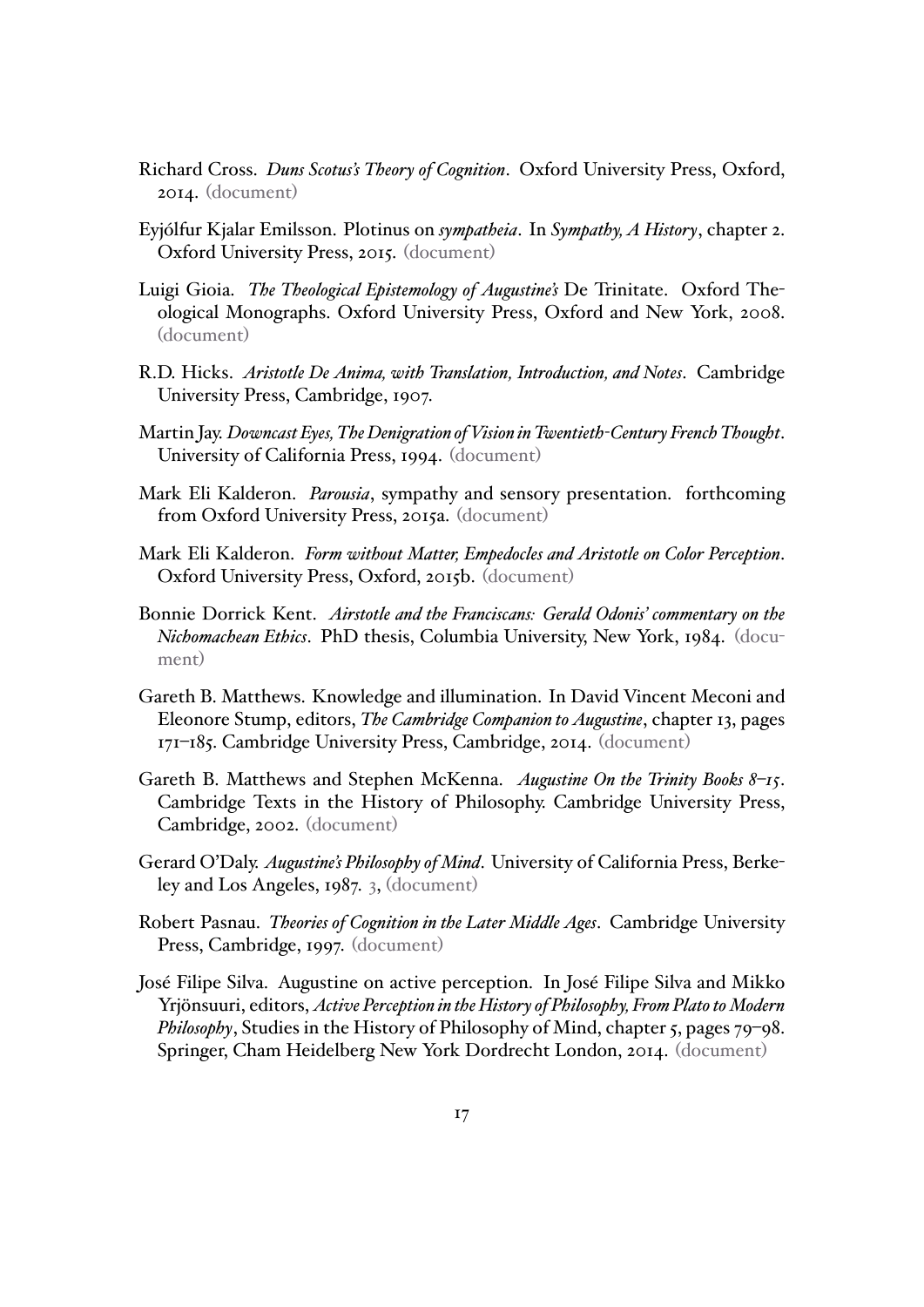Richard Cross. *Duns Scotus's Theory of Cognition*. Oxford University Press, Oxford, 2014. (document)

Eyjólfur Kjalar Emilsson. Plotinus on *sympatheia*. In *Sympathy, A History*, chapter 2. Oxford University Press, 2015. (document)

Luigi Gioia. *The Theological Epistemology of Augustine's* De Trinitate. Oxford Theological Monographs. Oxford University Press, Oxford and New York, 2008. (document)

R.D. Hicks. *Aristotle De Anima, with Translation, Introduction, and Notes*. Cambridge University Press, Cambridge, 1907.

Martin Jay. *Downcast Eyes, The Denigration of Vision in Twentieth-Century French Thought*. University of California Press, 1994. (document)

Mark Eli Kalderon. *Parousia*, sympathy and sensory presentation. forthcoming from Oxford University Press, 2015a. (document)

Mark Eli Kalderon. *Form without Matter, Empedocles and Aristotle on Color Perception*. Oxford University Press, Oxford, 2015b. (document)

Bonnie Dorrick Kent. *Airstotle and the Franciscans: Gerald Odonis' commentary on the Nichomachean Ethics*. PhD thesis, Columbia University, New York, 1984. (document)

Gareth B. Matthews. Knowledge and illumination. In David Vincent Meconi and Eleonore Stump, editors, *The Cambridge Companion to Augustine*, chapter 13, pages 171–185. Cambridge University Press, Cambridge, 2014. (document)

Gareth B. Matthews and Stephen McKenna. *Augustine On the Trinity Books 8–15*. Cambridge Texts in the History of Philosophy. Cambridge University Press, Cambridge, 2002. (document)

Gerard O'Daly. *Augustine's Philosophy of Mind*. University of California Press, Berkeley and Los Angeles, 1987. 3, (document)

Robert Pasnau. *Theories of Cognition in the Later Middle Ages*. Cambridge University Press, Cambridge, 1997. (document)

José Filipe Silva. Augustine on active perception. In José Filipe Silva and Mikko Yrjönsuuri, editors, *Active Perception in the History of Philosophy, From Plato to Modern Philosophy*, Studies in the History of Philosophy of Mind, chapter 5, pages 79–98. Springer, Cham Heidelberg New York Dordrecht London, 2014. (document)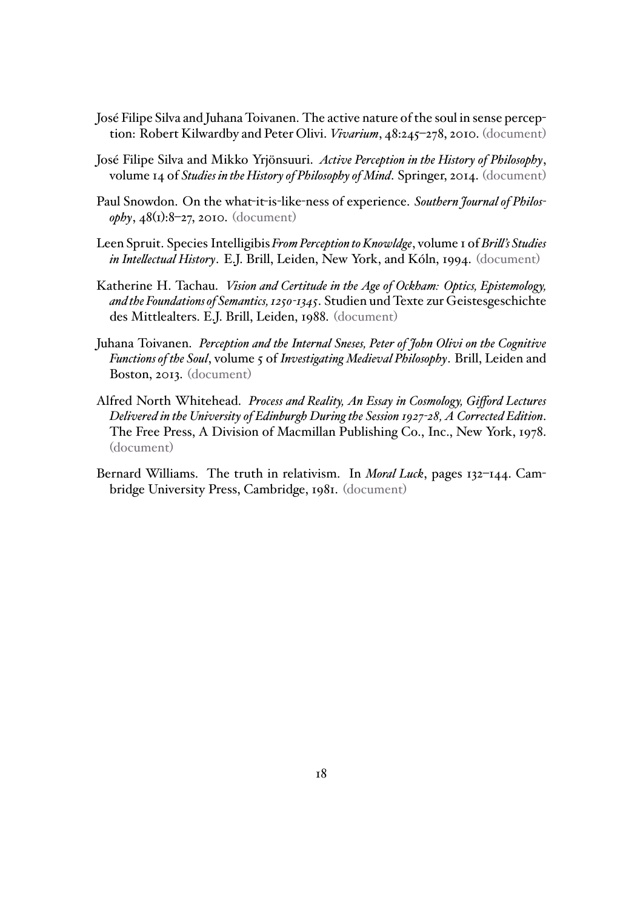José Filipe Silva and Juhana Toivanen. The active nature of the soul in sense perception: Robert Kilwardby and Peter Olivi. *Vivarium*, 48:245–278, 2010. (document)

José Filipe Silva and Mikko Yrjönsuuri. *Active Perception in the History of Philosophy*, volume 14 of *Studies in the History of Philosophy of Mind*. Springer, 2014. (document)

Paul Snowdon. On the what-it-is-like-ness of experience. *Southern Journal of Philosophy*, 48(1):8–27, 2010. (document)

Leen Spruit. Species Intelligibis *From Perception to Knowldge*, volume 1 of *Brill's Studies in Intellectual History*. E.J. Brill, Leiden, New York, and Kóln, 1994. (document)

Katherine H. Tachau. *Vision and Certitude in the Age of Ockham: Optics, Epistemology, and the Foundations of Semantics, 1250-1345*. Studien und Texte zur Geistesgeschichte des Mittlealters. E.J. Brill, Leiden, 1988. (document)

Juhana Toivanen. *Perception and the Internal Sneses, Peter of John Olivi on the Cognitive Functions of the Soul*, volume 5 of *Investigating Medieval Philosophy*. Brill, Leiden and Boston, 2013. (document)

Alfred North Whitehead. *Process and Reality, An Essay in Cosmology, Gifford Lectures Delivered in the University of Edinburgh During the Session 1927-28, A Corrected Edition*. The Free Press, A Division of Macmillan Publishing Co., Inc., New York, 1978. (document)

Bernard Williams. The truth in relativism. In *Moral Luck*, pages 132–144. Cambridge University Press, Cambridge, 1981. (document)